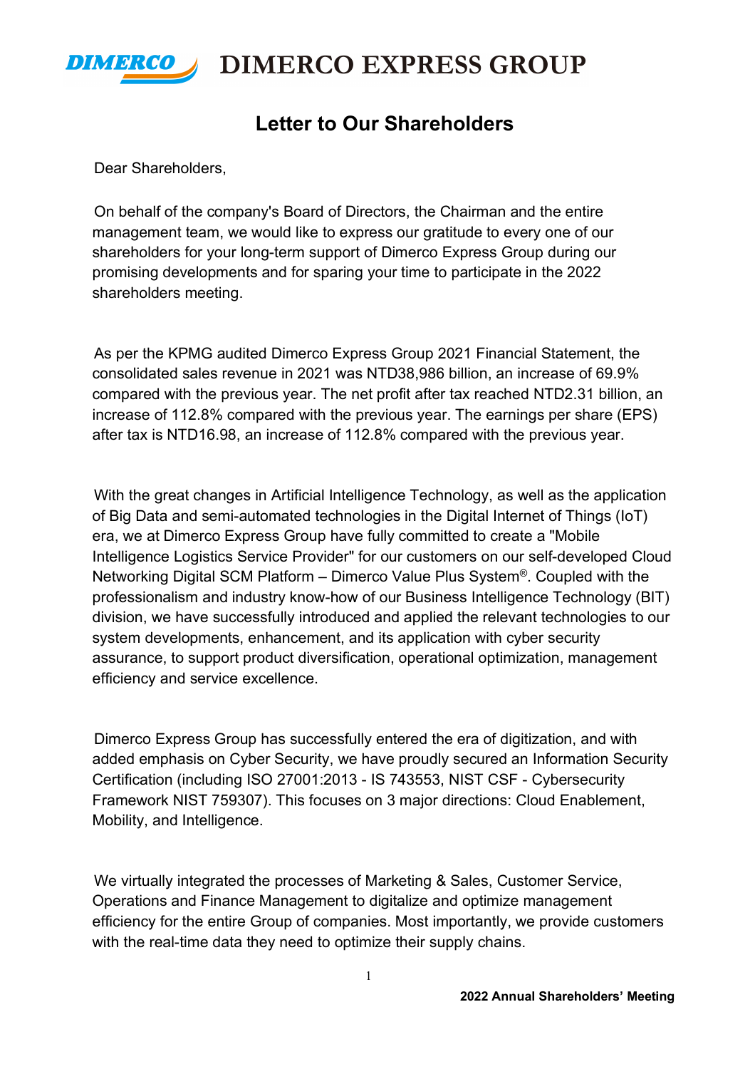# DIMERCO EXPRESS GROUP

## Letter to Our Shareholders

Dear Shareholders,

On behalf of the company's Board of Directors, the Chairman and the entire management team, we would like to express our gratitude to every one of our shareholders for your long-term support of Dimerco Express Group during our promising developments and for sparing your time to participate in the 2022 shareholders meeting.

As per the KPMG audited Dimerco Express Group 2021 Financial Statement, the consolidated sales revenue in 2021 was NTD38,986 billion, an increase of 69.9% compared with the previous year. The net profit after tax reached NTD2.31 billion, an increase of 112.8% compared with the previous year. The earnings per share (EPS) after tax is NTD16.98, an increase of 112.8% compared with the previous year.

With the great changes in Artificial Intelligence Technology, as well as the application of Big Data and semi-automated technologies in the Digital Internet of Things (IoT) era, we at Dimerco Express Group have fully committed to create a "Mobile Intelligence Logistics Service Provider" for our customers on our self-developed Cloud Networking Digital SCM Platform – Dimerco Value Plus System®. Coupled with the professionalism and industry know-how of our Business Intelligence Technology (BIT) division, we have successfully introduced and applied the relevant technologies to our system developments, enhancement, and its application with cyber security assurance, to support product diversification, operational optimization, management efficiency and service excellence.

Dimerco Express Group has successfully entered the era of digitization, and with added emphasis on Cyber Security, we have proudly secured an Information Security Certification (including ISO 27001:2013 - IS 743553, NIST CSF - Cybersecurity Framework NIST 759307). This focuses on 3 major directions: Cloud Enablement, Mobility, and Intelligence.

We virtually integrated the processes of Marketing & Sales, Customer Service, Operations and Finance Management to digitalize and optimize management efficiency for the entire Group of companies. Most importantly, we provide customers with the real-time data they need to optimize their supply chains.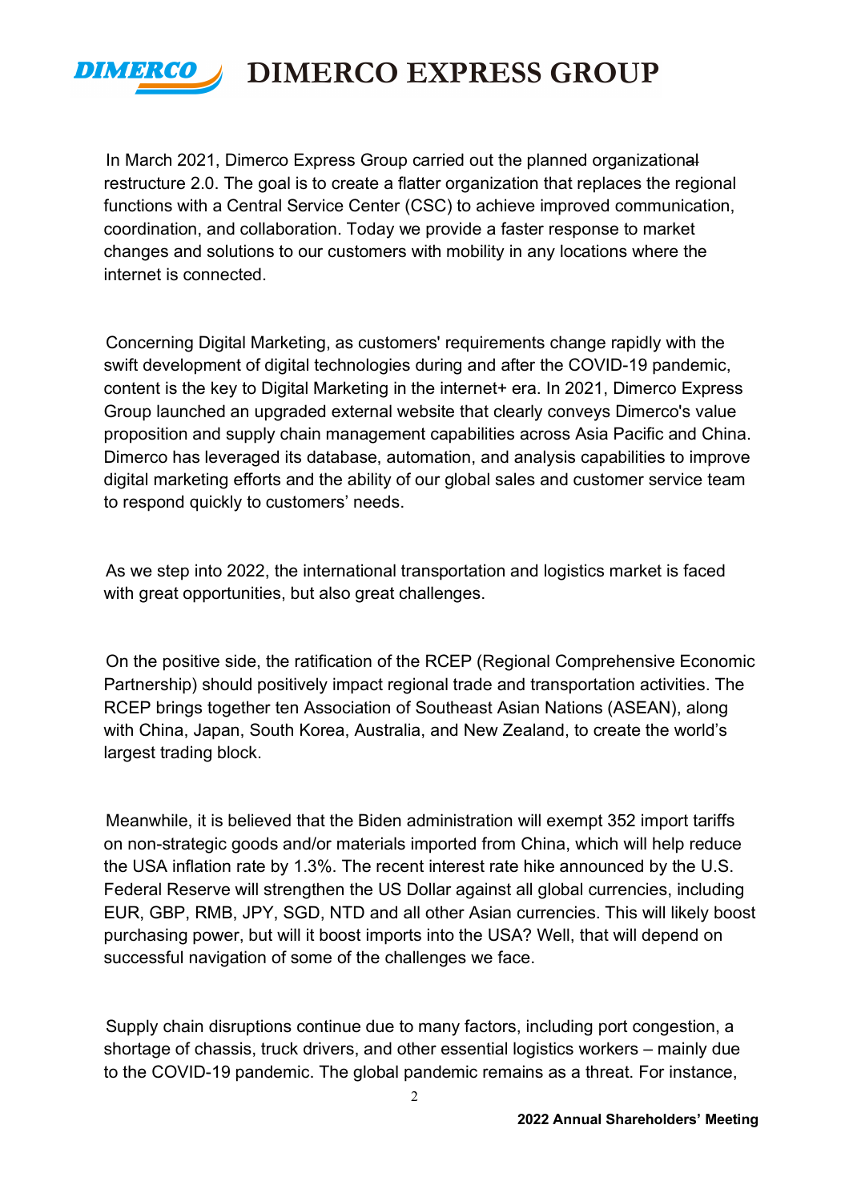In March 2021, Dimerco Express Group carried out the planned organizational restructure 2.0. The goal is to create a flatter organization that replaces the regional functions with a Central Service Center (CSC) to achieve improved communication, coordination, and collaboration. Today we provide a faster response to market changes and solutions to our customers with mobility in any locations where the internet is connected.

Concerning Digital Marketing, as customers' requirements change rapidly with the swift development of digital technologies during and after the COVID-19 pandemic, content is the key to Digital Marketing in the internet+ era. In 2021, Dimerco Express Group launched an upgraded external website that clearly conveys Dimerco's value proposition and supply chain management capabilities across Asia Pacific and China. Dimerco has leveraged its database, automation, and analysis capabilities to improve digital marketing efforts and the ability of our global sales and customer service team to respond quickly to customers' needs.

As we step into 2022, the international transportation and logistics market is faced with great opportunities, but also great challenges.

On the positive side, the ratification of the RCEP (Regional Comprehensive Economic Partnership) should positively impact regional trade and transportation activities. The RCEP brings together ten Association of Southeast Asian Nations (ASEAN), along with China, Japan, South Korea, Australia, and New Zealand, to create the world's largest trading block.

Meanwhile, it is believed that the Biden administration will exempt 352 import tariffs on non-strategic goods and/or materials imported from China, which will help reduce the USA inflation rate by 1.3%. The recent interest rate hike announced by the U.S. Federal Reserve will strengthen the US Dollar against all global currencies, including EUR, GBP, RMB, JPY, SGD, NTD and all other Asian currencies. This will likely boost purchasing power, but will it boost imports into the USA? Well, that will depend on successful navigation of some of the challenges we face.

Supply chain disruptions continue due to many factors, including port congestion, a shortage of chassis, truck drivers, and other essential logistics workers – mainly due to the COVID-19 pandemic. The global pandemic remains as a threat. For instance,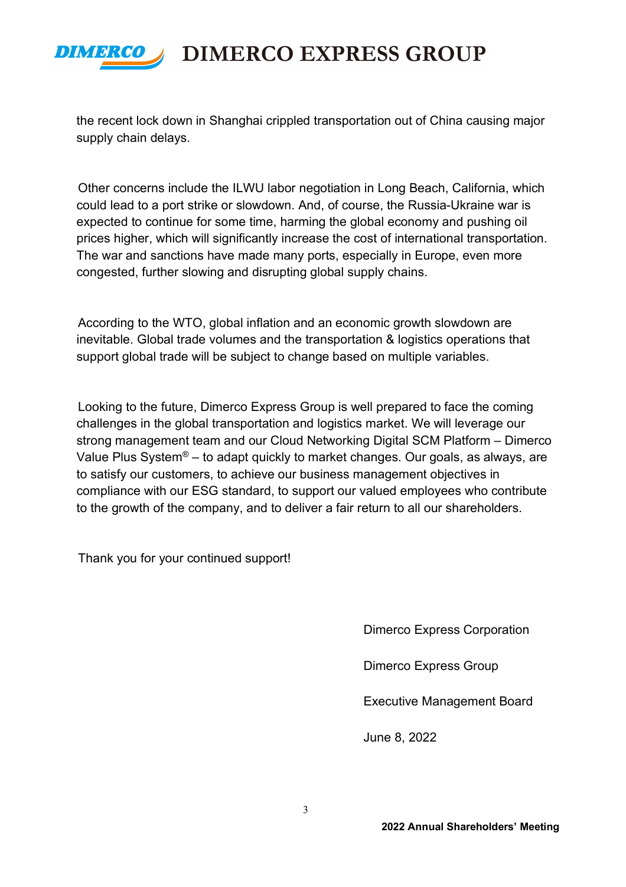the recent lock down in Shanghai crippled transportation out of China causing major supply chain delays.

Other concerns include the ILWU labor negotiation in Long Beach, California, which could lead to a port strike or slowdown. And, of course, the Russia-Ukraine war is expected to continue for some time, harming the global economy and pushing oil prices higher, which will significantly increase the cost of international transportation. The war and sanctions have made many ports, especially in Europe, even more congested, further slowing and disrupting global supply chains.

According to the WTO, global inflation and an economic growth slowdown are inevitable. Global trade volumes and the transportation & logistics operations that support global trade will be subject to change based on multiple variables.

Looking to the future, Dimerco Express Group is well prepared to face the coming challenges in the global transportation and logistics market. We will leverage our strong management team and our Cloud Networking Digital SCM Platform – Dimerco Value Plus System® – to adapt quickly to market changes. Our goals, as always, are to satisfy our customers, to achieve our business management objectives in compliance with our ESG standard, to support our valued employees who contribute to the growth of the company, and to deliver a fair return to all our shareholders.

Thank you for your continued support!

Dimerco Express Corporation

Dimerco Express Group

Executive Management Board

June 8, 2022